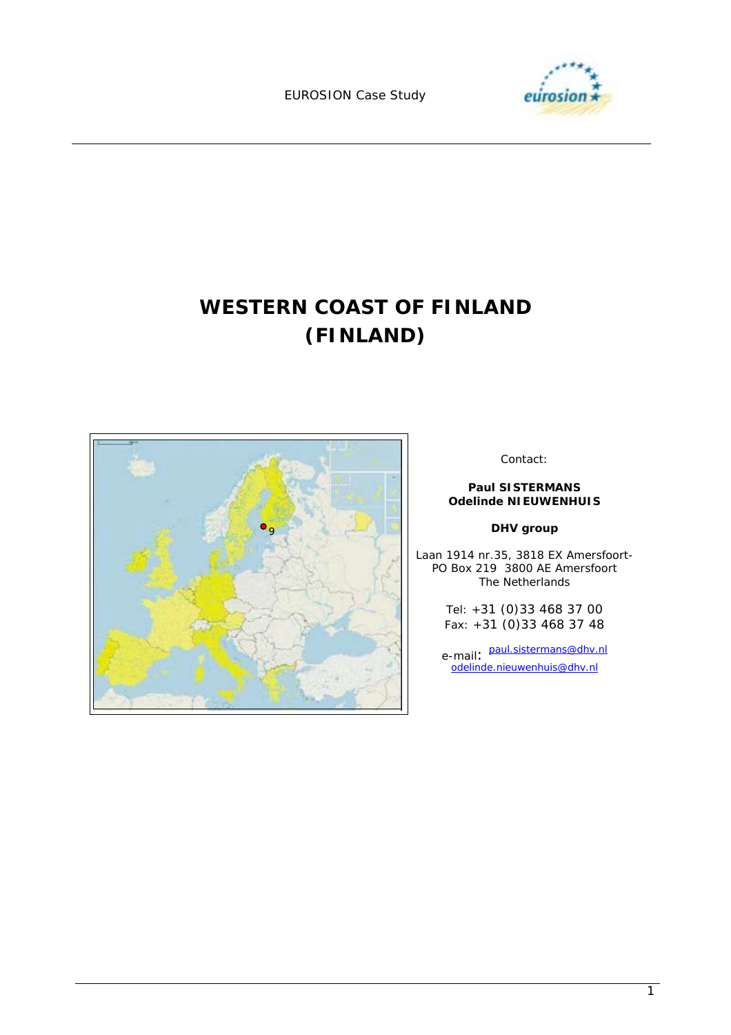EUROSION Case Study

# WESTERN COAST OF FINLAND (FINLAND)

Contact:

**Paul SISTERMANS**
**Odelinde NIEUWENHUIS**

**DHV group**

Laan 1914 nr.35, 3818 EX Amersfoort-
PO Box 219 3800 AE Amersfoort
The Netherlands

Tel: +31 (0)33 468 37 00
Fax: +31 (0)33 468 37 48

e-mail: paul.sistermans@dhv.nl
odelinde.nieuwenhuis@dhv.nl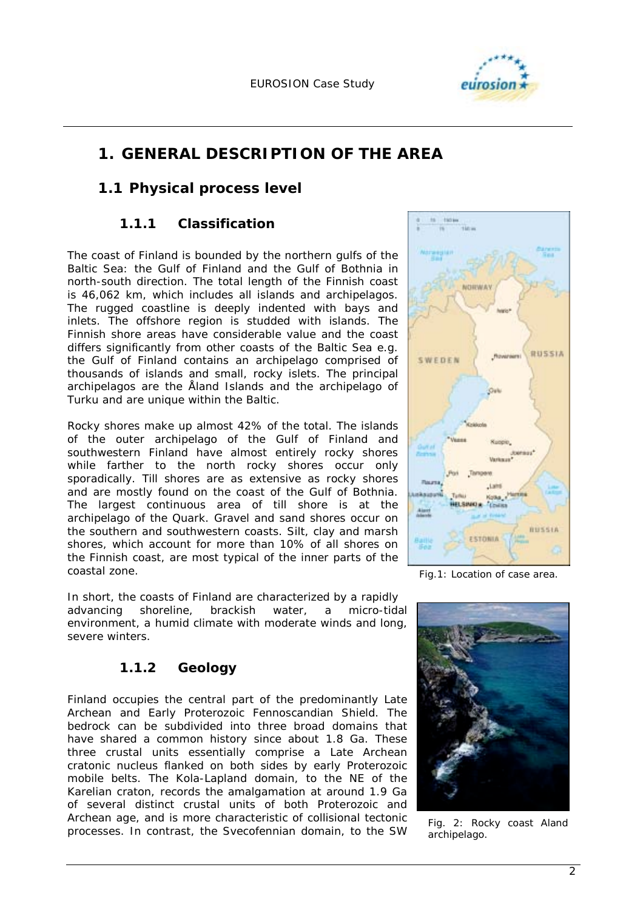# 1. GENERAL DESCRIPTION OF THE AREA

## 1.1 Physical process level

### 1.1.1 Classification

The coast of Finland is bounded by the northern gulfs of the Baltic Sea: the Gulf of Finland and the Gulf of Bothnia in north-south direction. The total length of the Finnish coast is 46,062 km, which includes all islands and archipelagos. The rugged coastline is deeply indented with bays and inlets. The offshore region is studded with islands. The Finnish shore areas have considerable value and the coast differs significantly from other coasts of the Baltic Sea e.g. the Gulf of Finland contains an archipelago comprised of thousands of islands and small, rocky islets. The principal archipelagos are the Åland Islands and the archipelago of Turku and are unique within the Baltic.

Rocky shores make up almost 42% of the total. The islands of the outer archipelago of the Gulf of Finland and southwestern Finland have almost entirely rocky shores while farther to the north rocky shores occur only sporadically. Till shores are as extensive as rocky shores and are mostly found on the coast of the Gulf of Bothnia. The largest continuous area of till shore is at the archipelago of the Quark. Gravel and sand shores occur on the southern and southwestern coasts. Silt, clay and marsh shores, which account for more than 10% of all shores on the Finnish coast, are most typical of the inner parts of the coastal zone.

Fig.1: Location of case area.

In short, the coasts of Finland are characterized by a rapidly advancing shoreline, brackish water, a micro-tidal environment, a humid climate with moderate winds and long, severe winters.

### 1.1.2 Geology

Finland occupies the central part of the predominantly Late Archean and Early Proterozoic Fennoscandian Shield. The bedrock can be subdivided into three broad domains that have shared a common history since about 1.8 Ga. These three crustal units essentially comprise a Late Archean cratonic nucleus flanked on both sides by early Proterozoic mobile belts. The Kola-Lapland domain, to the NE of the Karelian craton, records the amalgamation at around 1.9 Ga of several distinct crustal units of both Proterozoic and Archean age, and is more characteristic of collisional tectonic processes. In contrast, the Svecofennian domain, to the SW

Fig. 2: Rocky coast Aland archipelago.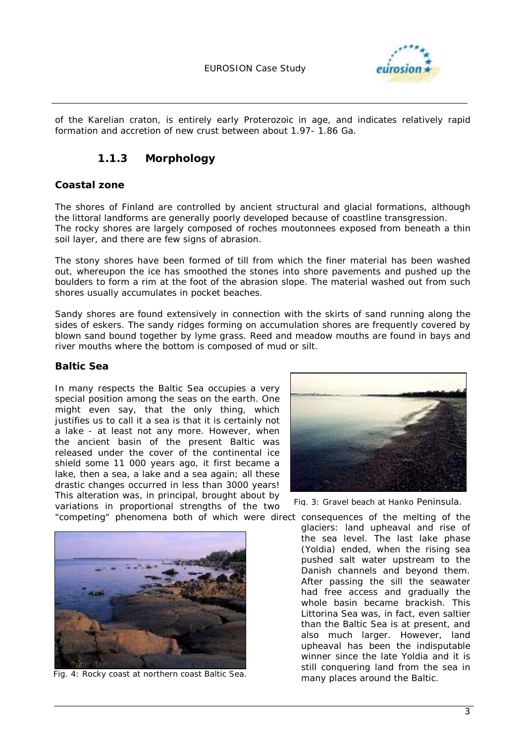of the Karelian craton, is entirely early Proterozoic in age, and indicates relatively rapid formation and accretion of new crust between about 1.97- 1.86 Ga.

### 1.1.3 Morphology

**Coastal zone**

The shores of Finland are controlled by ancient structural and glacial formations, although the littoral landforms are generally poorly developed because of coastline transgression. The rocky shores are largely composed of roches moutonnees exposed from beneath a thin soil layer, and there are few signs of abrasion.

The stony shores have been formed of till from which the finer material has been washed out, whereupon the ice has smoothed the stones into shore pavements and pushed up the boulders to form a rim at the foot of the abrasion slope. The material washed out from such shores usually accumulates in pocket beaches.

Sandy shores are found extensively in connection with the skirts of sand running along the sides of eskers. The sandy ridges forming on accumulation shores are frequently covered by blown sand bound together by lyme grass. Reed and meadow mouths are found in bays and river mouths where the bottom is composed of mud or silt.

**Baltic Sea**

In many respects the Baltic Sea occupies a very special position among the seas on the earth. One might even say, that the only thing, which justifies us to call it a sea is that it is certainly not a lake - at least not any more. However, when the ancient basin of the present Baltic was released under the cover of the continental ice shield some 11 000 years ago, it first became a lake, then a sea, a lake and a sea again; all these drastic changes occurred in less than 3000 years! This alteration was, in principal, brought about by variations in proportional strengths of the two "competing" phenomena both of which were direct consequences of the melting of the glaciers: land upheaval and rise of the sea level. The last lake phase (Yoldia) ended, when the rising sea pushed salt water upstream to the Danish channels and beyond them. After passing the sill the seawater had free access and gradually the whole basin became brackish. This Littorina Sea was, in fact, even saltier than the Baltic Sea is at present, and also much larger. However, land upheaval has been the indisputable winner since the late Yoldia and it is still conquering land from the sea in many places around the Baltic.

Fig. 3: Gravel beach at Hanko Peninsula.

Fig. 4: Rocky coast at northern coast Baltic Sea.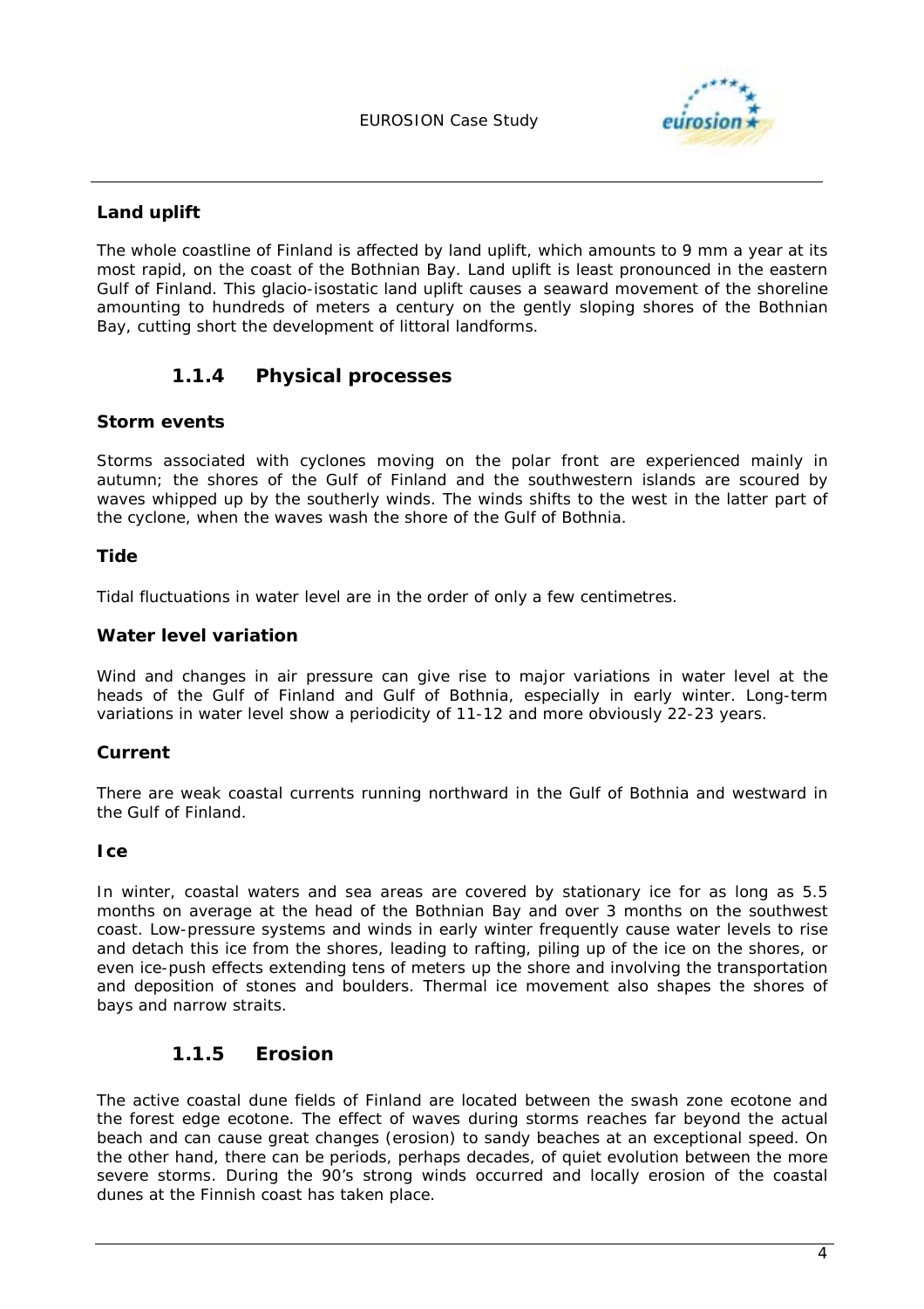#### Land uplift

The whole coastline of Finland is affected by land uplift, which amounts to 9 mm a year at its most rapid, on the coast of the Bothnian Bay. Land uplift is least pronounced in the eastern Gulf of Finland. This glacio-isostatic land uplift causes a seaward movement of the shoreline amounting to hundreds of meters a century on the gently sloping shores of the Bothnian Bay, cutting short the development of littoral landforms.

### 1.1.4 Physical processes

#### Storm events

Storms associated with cyclones moving on the polar front are experienced mainly in autumn; the shores of the Gulf of Finland and the southwestern islands are scoured by waves whipped up by the southerly winds. The winds shifts to the west in the latter part of the cyclone, when the waves wash the shore of the Gulf of Bothnia.

#### Tide

Tidal fluctuations in water level are in the order of only a few centimetres.

#### Water level variation

Wind and changes in air pressure can give rise to major variations in water level at the heads of the Gulf of Finland and Gulf of Bothnia, especially in early winter. Long-term variations in water level show a periodicity of 11-12 and more obviously 22-23 years.

#### Current

There are weak coastal currents running northward in the Gulf of Bothnia and westward in the Gulf of Finland.

#### Ice

In winter, coastal waters and sea areas are covered by stationary ice for as long as 5.5 months on average at the head of the Bothnian Bay and over 3 months on the southwest coast. Low-pressure systems and winds in early winter frequently cause water levels to rise and detach this ice from the shores, leading to rafting, piling up of the ice on the shores, or even ice-push effects extending tens of meters up the shore and involving the transportation and deposition of stones and boulders. Thermal ice movement also shapes the shores of bays and narrow straits.

### 1.1.5 Erosion

The active coastal dune fields of Finland are located between the swash zone ecotone and the forest edge ecotone. The effect of waves during storms reaches far beyond the actual beach and can cause great changes (erosion) to sandy beaches at an exceptional speed. On the other hand, there can be periods, perhaps decades, of quiet evolution between the more severe storms. During the 90's strong winds occurred and locally erosion of the coastal dunes at the Finnish coast has taken place.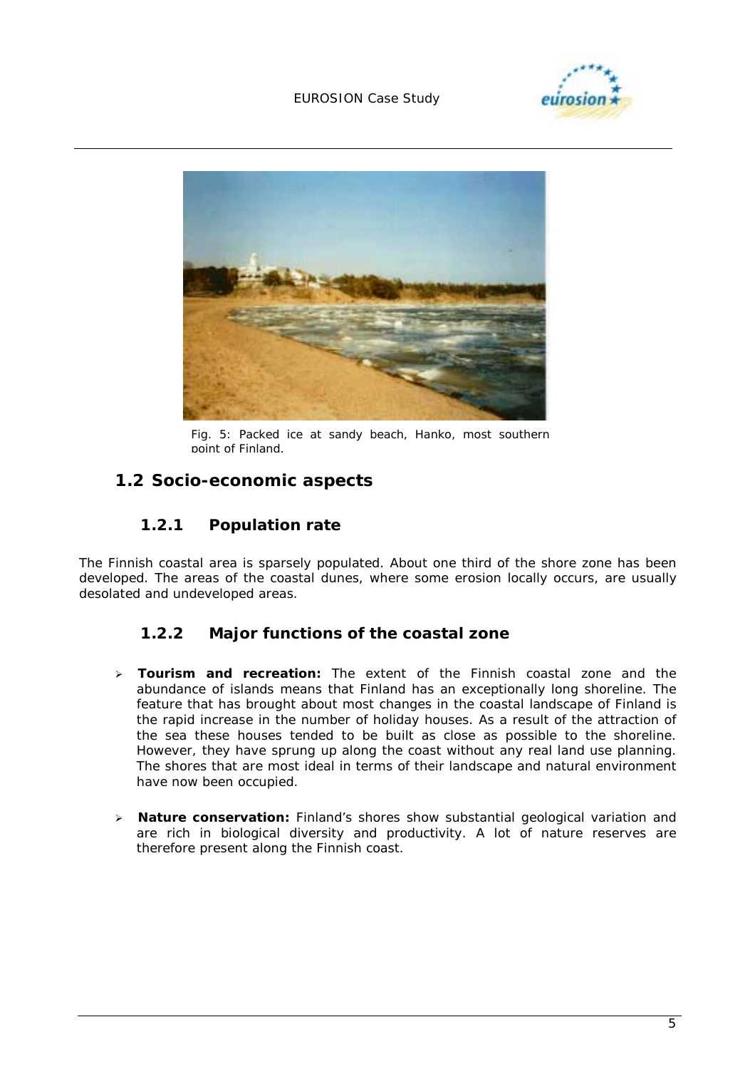Fig. 5: Packed ice at sandy beach, Hanko, most southern point of Finland.

## 1.2 Socio-economic aspects

### 1.2.1 Population rate

The Finnish coastal area is sparsely populated. About one third of the shore zone has been developed. The areas of the coastal dunes, where some erosion locally occurs, are usually desolated and undeveloped areas.

### 1.2.2 Major functions of the coastal zone

- **Tourism and recreation:** The extent of the Finnish coastal zone and the abundance of islands means that Finland has an exceptionally long shoreline. The feature that has brought about most changes in the coastal landscape of Finland is the rapid increase in the number of holiday houses. As a result of the attraction of the sea these houses tended to be built as close as possible to the shoreline. However, they have sprung up along the coast without any real land use planning. The shores that are most ideal in terms of their landscape and natural environment have now been occupied.

- **Nature conservation:** Finland's shores show substantial geological variation and are rich in biological diversity and productivity. A lot of nature reserves are therefore present along the Finnish coast.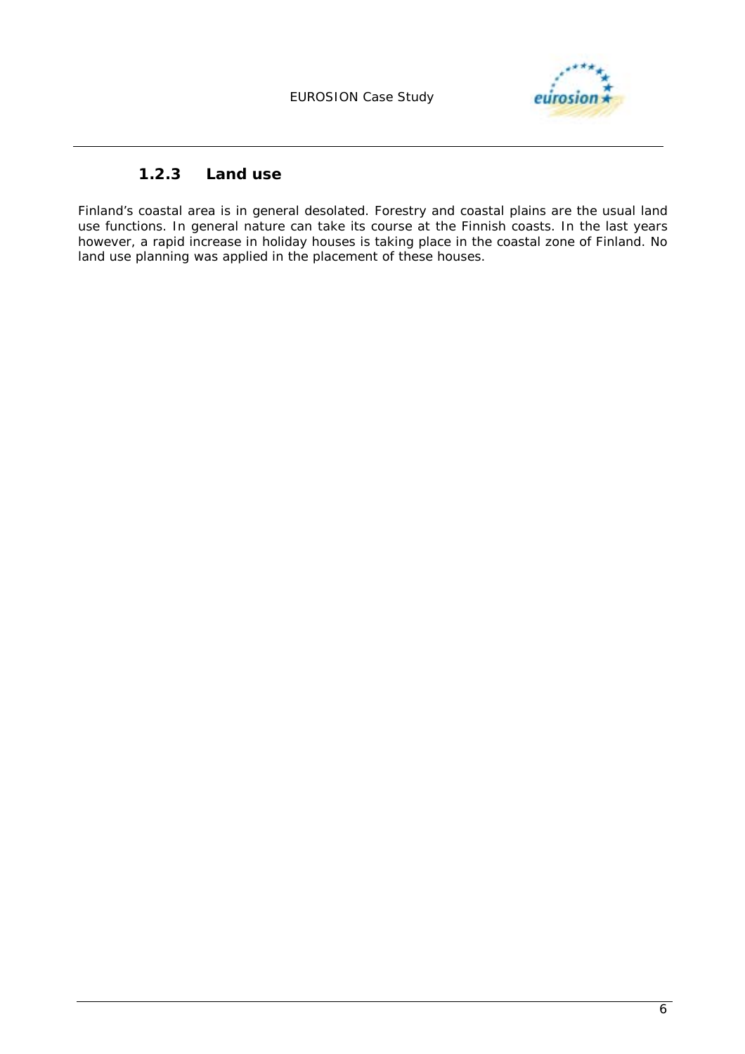### 1.2.3 Land use

Finland's coastal area is in general desolated. Forestry and coastal plains are the usual land use functions. In general nature can take its course at the Finnish coasts. In the last years however, a rapid increase in holiday houses is taking place in the coastal zone of Finland. No land use planning was applied in the placement of these houses.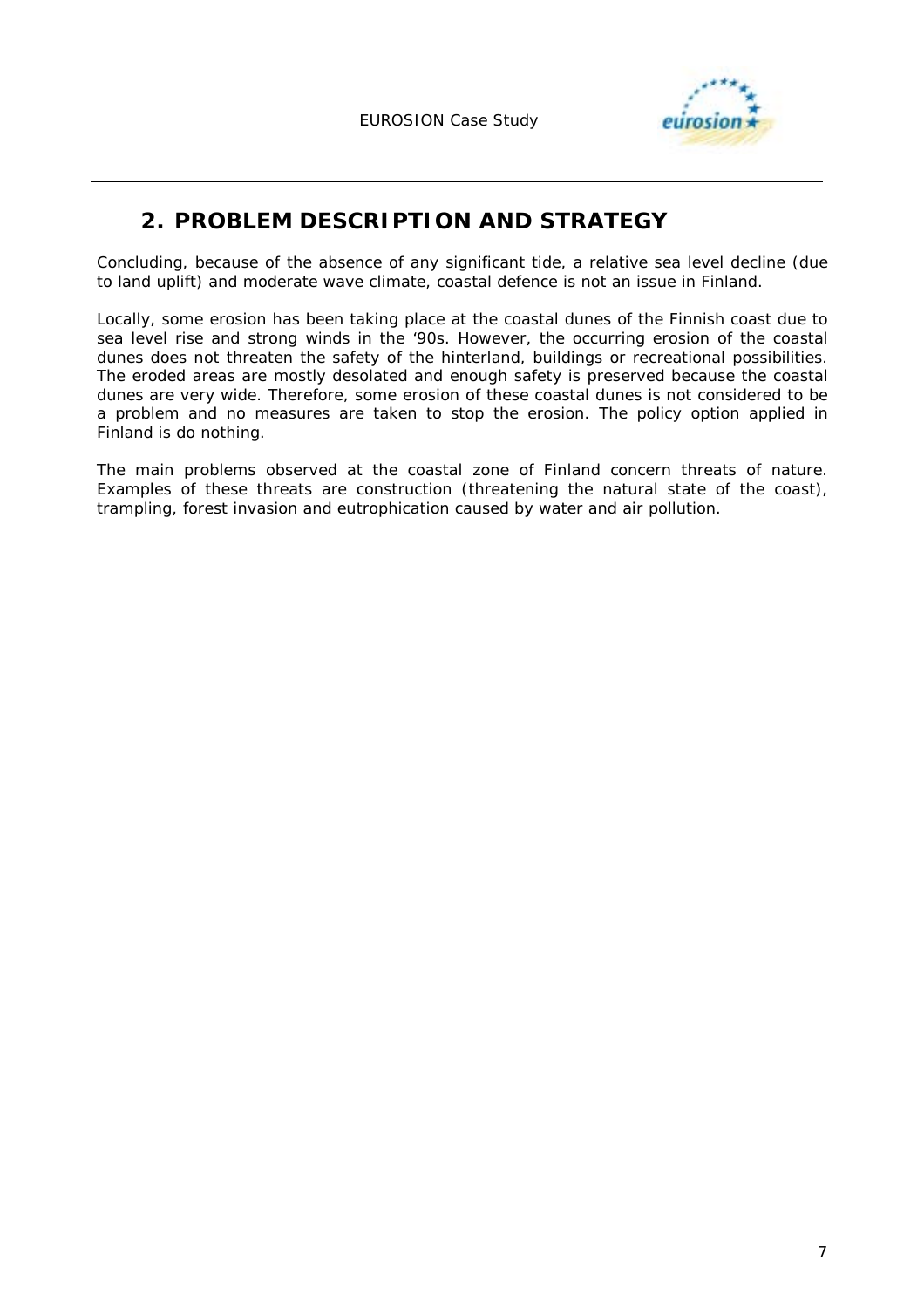## 2. PROBLEM DESCRIPTION AND STRATEGY

Concluding, because of the absence of any significant tide, a relative sea level decline (due to land uplift) and moderate wave climate, coastal defence is not an issue in Finland.

Locally, some erosion has been taking place at the coastal dunes of the Finnish coast due to sea level rise and strong winds in the '90s. However, the occurring erosion of the coastal dunes does not threaten the safety of the hinterland, buildings or recreational possibilities. The eroded areas are mostly desolated and enough safety is preserved because the coastal dunes are very wide. Therefore, some erosion of these coastal dunes is not considered to be a problem and no measures are taken to stop the erosion. The policy option applied in Finland is do nothing.

The main problems observed at the coastal zone of Finland concern threats of nature. Examples of these threats are construction (threatening the natural state of the coast), trampling, forest invasion and eutrophication caused by water and air pollution.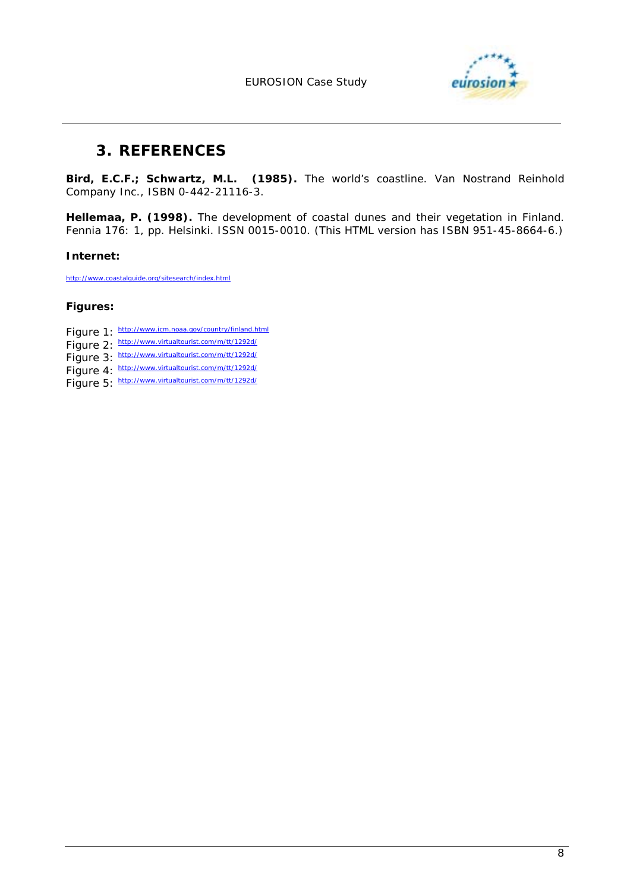## 3. REFERENCES

**Bird, E.C.F.; Schwartz, M.L. (1985).** The world's coastline. Van Nostrand Reinhold Company Inc., ISBN 0-442-21116-3.

**Hellemaa, P. (1998).** The development of coastal dunes and their vegetation in Finland. Fennia 176: 1, pp. Helsinki. ISSN 0015-0010. (This HTML version has ISBN 951-45-8664-6.)

**Internet:**

http://www.coastalguide.org/sitesearch/index.html

**Figures:**

Figure 1: http://www.icm.noaa.gov/country/finland.html
Figure 2: http://www.virtualtourist.com/m/tt/1292d/
Figure 3: http://www.virtualtourist.com/m/tt/1292d/
Figure 4: http://www.virtualtourist.com/m/tt/1292d/
Figure 5: http://www.virtualtourist.com/m/tt/1292d/